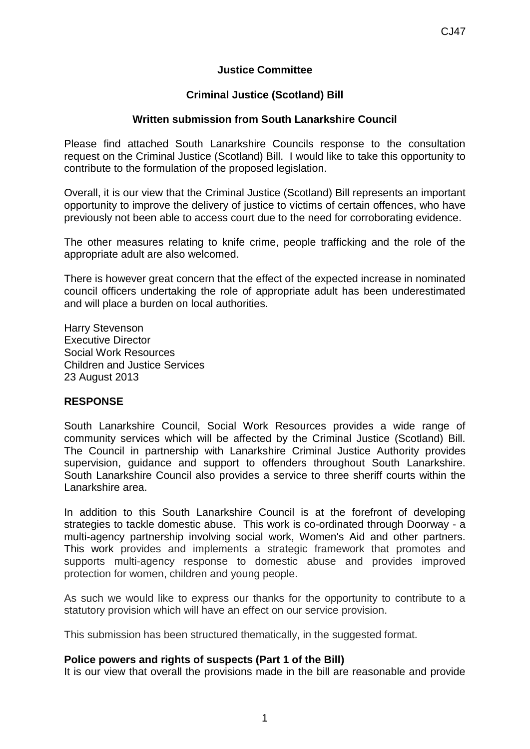CJ47

**Justice Committee**

**Criminal Justice (Scotland) Bill**

**Written submission from South Lanarkshire Council**

Please find attached South Lanarkshire Councils response to the consultation request on the Criminal Justice (Scotland) Bill. I would like to take this opportunity to contribute to the formulation of the proposed legislation.

Overall, it is our view that the Criminal Justice (Scotland) Bill represents an important opportunity to improve the delivery of justice to victims of certain offences, who have previously not been able to access court due to the need for corroborating evidence.

The other measures relating to knife crime, people trafficking and the role of the appropriate adult are also welcomed.

There is however great concern that the effect of the expected increase in nominated council officers undertaking the role of appropriate adult has been underestimated and will place a burden on local authorities.

Harry Stevenson
Executive Director
Social Work Resources
Children and Justice Services
23 August 2013

**RESPONSE**

South Lanarkshire Council, Social Work Resources provides a wide range of community services which will be affected by the Criminal Justice (Scotland) Bill. The Council in partnership with Lanarkshire Criminal Justice Authority provides supervision, guidance and support to offenders throughout South Lanarkshire. South Lanarkshire Council also provides a service to three sheriff courts within the Lanarkshire area.

In addition to this South Lanarkshire Council is at the forefront of developing strategies to tackle domestic abuse. This work is co-ordinated through Doorway - a multi-agency partnership involving social work, Women's Aid and other partners. This work provides and implements a strategic framework that promotes and supports multi-agency response to domestic abuse and provides improved protection for women, children and young people.

As such we would like to express our thanks for the opportunity to contribute to a statutory provision which will have an effect on our service provision.

This submission has been structured thematically, in the suggested format.

**Police powers and rights of suspects (Part 1 of the Bill)**
It is our view that overall the provisions made in the bill are reasonable and provide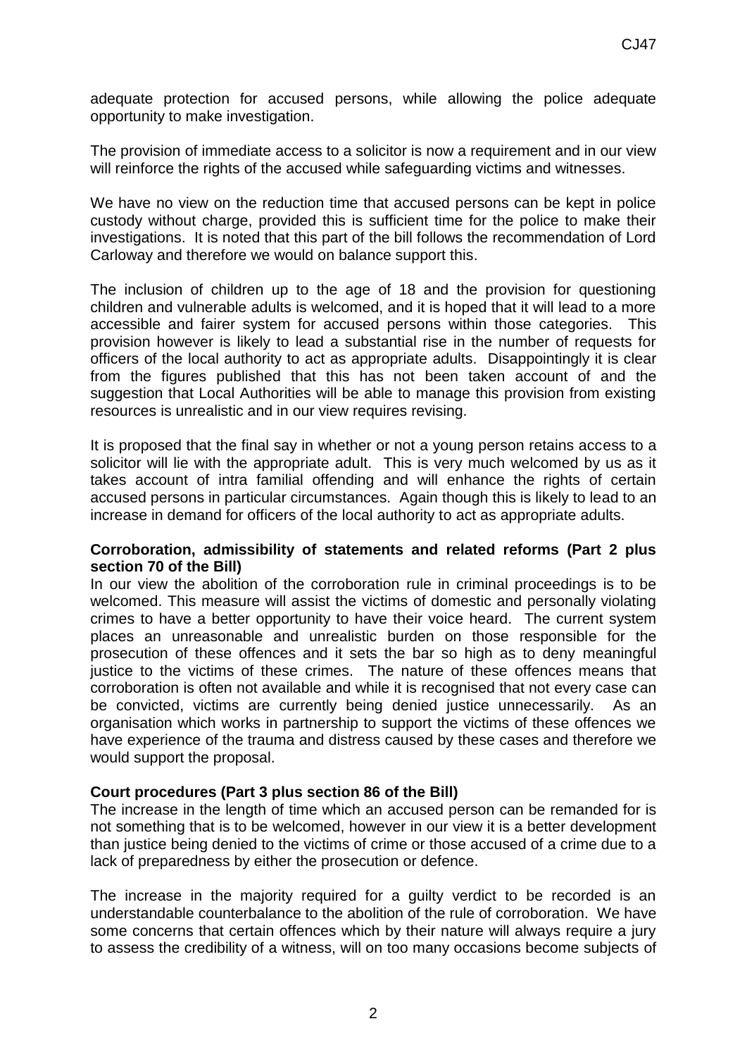adequate protection for accused persons, while allowing the police adequate opportunity to make investigation.

The provision of immediate access to a solicitor is now a requirement and in our view will reinforce the rights of the accused while safeguarding victims and witnesses.

We have no view on the reduction time that accused persons can be kept in police custody without charge, provided this is sufficient time for the police to make their investigations. It is noted that this part of the bill follows the recommendation of Lord Carloway and therefore we would on balance support this.

The inclusion of children up to the age of 18 and the provision for questioning children and vulnerable adults is welcomed, and it is hoped that it will lead to a more accessible and fairer system for accused persons within those categories. This provision however is likely to lead a substantial rise in the number of requests for officers of the local authority to act as appropriate adults. Disappointingly it is clear from the figures published that this has not been taken account of and the suggestion that Local Authorities will be able to manage this provision from existing resources is unrealistic and in our view requires revising.

It is proposed that the final say in whether or not a young person retains access to a solicitor will lie with the appropriate adult. This is very much welcomed by us as it takes account of intra familial offending and will enhance the rights of certain accused persons in particular circumstances. Again though this is likely to lead to an increase in demand for officers of the local authority to act as appropriate adults.

**Corroboration, admissibility of statements and related reforms (Part 2 plus section 70 of the Bill)**

In our view the abolition of the corroboration rule in criminal proceedings is to be welcomed. This measure will assist the victims of domestic and personally violating crimes to have a better opportunity to have their voice heard. The current system places an unreasonable and unrealistic burden on those responsible for the prosecution of these offences and it sets the bar so high as to deny meaningful justice to the victims of these crimes. The nature of these offences means that corroboration is often not available and while it is recognised that not every case can be convicted, victims are currently being denied justice unnecessarily. As an organisation which works in partnership to support the victims of these offences we have experience of the trauma and distress caused by these cases and therefore we would support the proposal.

**Court procedures (Part 3 plus section 86 of the Bill)**

The increase in the length of time which an accused person can be remanded for is not something that is to be welcomed, however in our view it is a better development than justice being denied to the victims of crime or those accused of a crime due to a lack of preparedness by either the prosecution or defence.

The increase in the majority required for a guilty verdict to be recorded is an understandable counterbalance to the abolition of the rule of corroboration. We have some concerns that certain offences which by their nature will always require a jury to assess the credibility of a witness, will on too many occasions become subjects of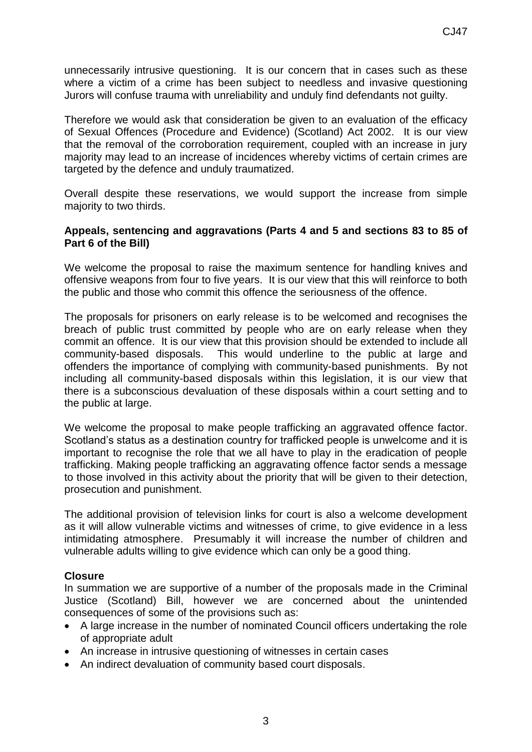unnecessarily intrusive questioning. It is our concern that in cases such as these where a victim of a crime has been subject to needless and invasive questioning Jurors will confuse trauma with unreliability and unduly find defendants not guilty.

Therefore we would ask that consideration be given to an evaluation of the efficacy of Sexual Offences (Procedure and Evidence) (Scotland) Act 2002. It is our view that the removal of the corroboration requirement, coupled with an increase in jury majority may lead to an increase of incidences whereby victims of certain crimes are targeted by the defence and unduly traumatized.

Overall despite these reservations, we would support the increase from simple majority to two thirds.

**Appeals, sentencing and aggravations (Parts 4 and 5 and sections 83 to 85 of Part 6 of the Bill)**

We welcome the proposal to raise the maximum sentence for handling knives and offensive weapons from four to five years. It is our view that this will reinforce to both the public and those who commit this offence the seriousness of the offence.

The proposals for prisoners on early release is to be welcomed and recognises the breach of public trust committed by people who are on early release when they commit an offence. It is our view that this provision should be extended to include all community-based disposals. This would underline to the public at large and offenders the importance of complying with community-based punishments. By not including all community-based disposals within this legislation, it is our view that there is a subconscious devaluation of these disposals within a court setting and to the public at large.

We welcome the proposal to make people trafficking an aggravated offence factor. Scotland's status as a destination country for trafficked people is unwelcome and it is important to recognise the role that we all have to play in the eradication of people trafficking. Making people trafficking an aggravating offence factor sends a message to those involved in this activity about the priority that will be given to their detection, prosecution and punishment.

The additional provision of television links for court is also a welcome development as it will allow vulnerable victims and witnesses of crime, to give evidence in a less intimidating atmosphere. Presumably it will increase the number of children and vulnerable adults willing to give evidence which can only be a good thing.

**Closure**

In summation we are supportive of a number of the proposals made in the Criminal Justice (Scotland) Bill, however we are concerned about the unintended consequences of some of the provisions such as:

- A large increase in the number of nominated Council officers undertaking the role of appropriate adult
- An increase in intrusive questioning of witnesses in certain cases
- An indirect devaluation of community based court disposals.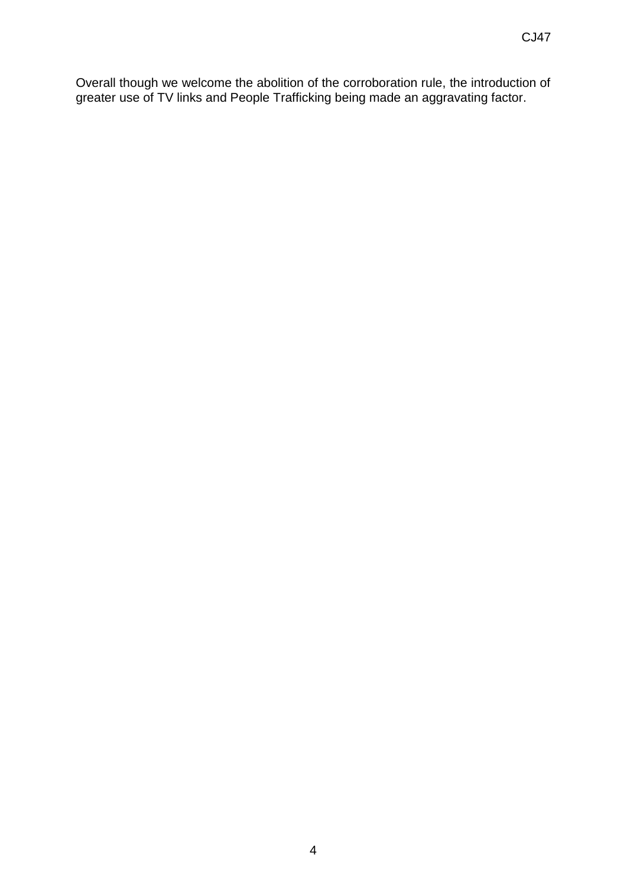Overall though we welcome the abolition of the corroboration rule, the introduction of greater use of TV links and People Trafficking being made an aggravating factor.